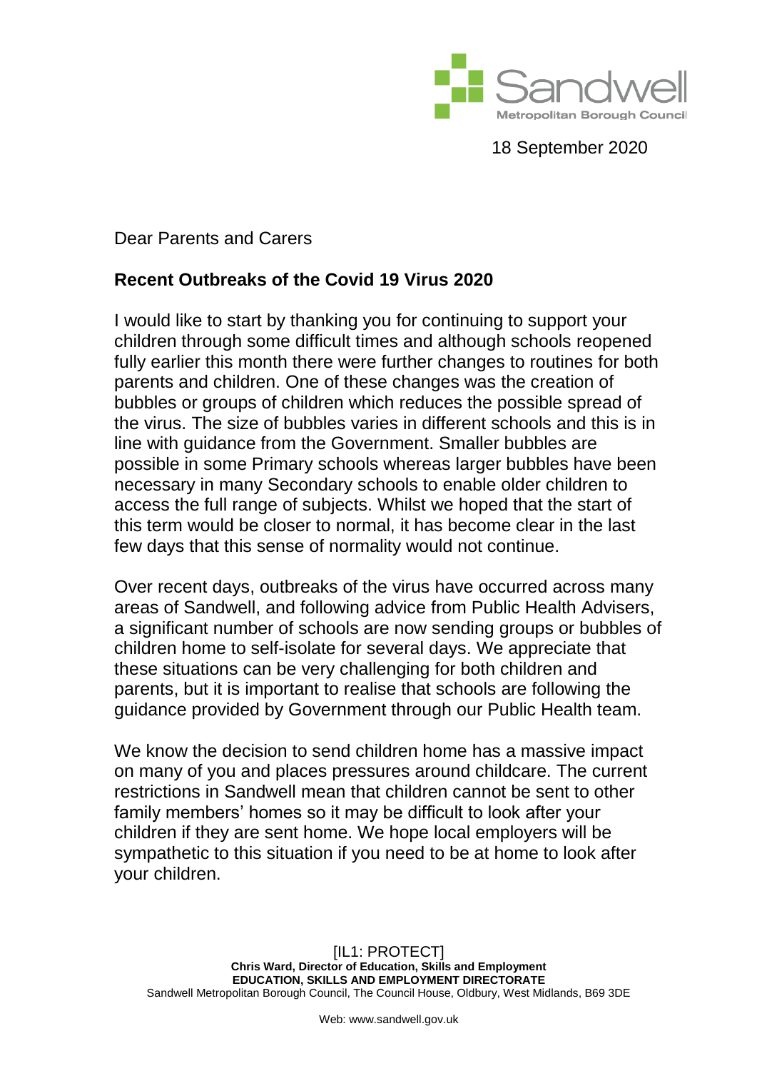Sandwell
Metropolitan Borough Council

18 September 2020

Dear Parents and Carers

**Recent Outbreaks of the Covid 19 Virus 2020**

I would like to start by thanking you for continuing to support your children through some difficult times and although schools reopened fully earlier this month there were further changes to routines for both parents and children. One of these changes was the creation of bubbles or groups of children which reduces the possible spread of the virus. The size of bubbles varies in different schools and this is in line with guidance from the Government. Smaller bubbles are possible in some Primary schools whereas larger bubbles have been necessary in many Secondary schools to enable older children to access the full range of subjects. Whilst we hoped that the start of this term would be closer to normal, it has become clear in the last few days that this sense of normality would not continue.

Over recent days, outbreaks of the virus have occurred across many areas of Sandwell, and following advice from Public Health Advisers, a significant number of schools are now sending groups or bubbles of children home to self-isolate for several days. We appreciate that these situations can be very challenging for both children and parents, but it is important to realise that schools are following the guidance provided by Government through our Public Health team.

We know the decision to send children home has a massive impact on many of you and places pressures around childcare. The current restrictions in Sandwell mean that children cannot be sent to other family members' homes so it may be difficult to look after your children if they are sent home. We hope local employers will be sympathetic to this situation if you need to be at home to look after your children.

[IL1: PROTECT]
**Chris Ward, Director of Education, Skills and Employment**
**EDUCATION, SKILLS AND EMPLOYMENT DIRECTORATE**
Sandwell Metropolitan Borough Council, The Council House, Oldbury, West Midlands, B69 3DE

Web: www.sandwell.gov.uk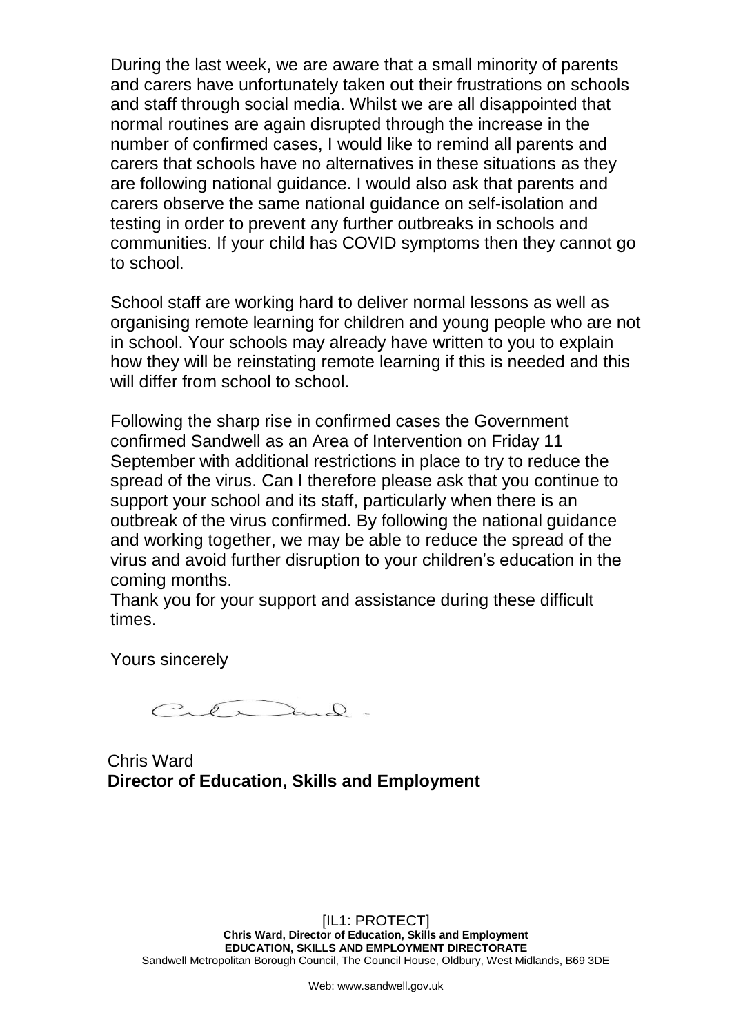During the last week, we are aware that a small minority of parents and carers have unfortunately taken out their frustrations on schools and staff through social media. Whilst we are all disappointed that normal routines are again disrupted through the increase in the number of confirmed cases, I would like to remind all parents and carers that schools have no alternatives in these situations as they are following national guidance. I would also ask that parents and carers observe the same national guidance on self-isolation and testing in order to prevent any further outbreaks in schools and communities. If your child has COVID symptoms then they cannot go to school.

School staff are working hard to deliver normal lessons as well as organising remote learning for children and young people who are not in school. Your schools may already have written to you to explain how they will be reinstating remote learning if this is needed and this will differ from school to school.

Following the sharp rise in confirmed cases the Government confirmed Sandwell as an Area of Intervention on Friday 11 September with additional restrictions in place to try to reduce the spread of the virus. Can I therefore please ask that you continue to support your school and its staff, particularly when there is an outbreak of the virus confirmed. By following the national guidance and working together, we may be able to reduce the spread of the virus and avoid further disruption to your children's education in the coming months.

Thank you for your support and assistance during these difficult times.

Yours sincerely

Chris Ward
**Director of Education, Skills and Employment**

[IL1: PROTECT]
**Chris Ward, Director of Education, Skills and Employment**
**EDUCATION, SKILLS AND EMPLOYMENT DIRECTORATE**
Sandwell Metropolitan Borough Council, The Council House, Oldbury, West Midlands, B69 3DE

Web: www.sandwell.gov.uk